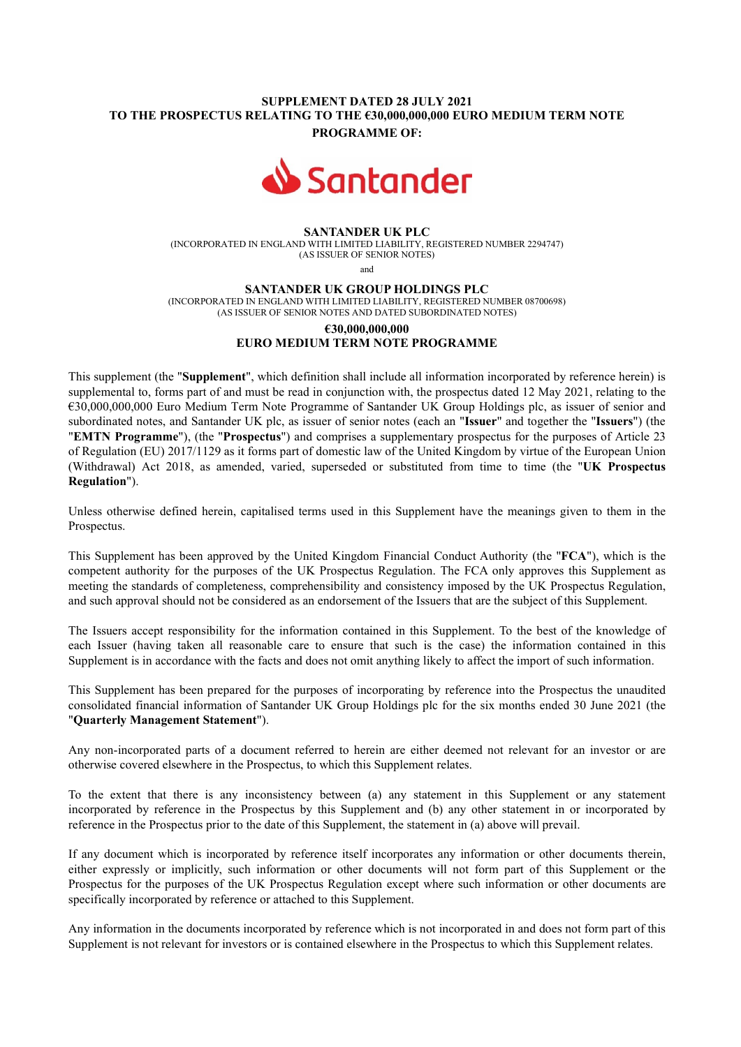**SUPPLEMENT DATED 28 JULY 2021**
**TO THE PROSPECTUS RELATING TO THE €30,000,000,000 EURO MEDIUM TERM NOTE PROGRAMME OF:**

Santander

**SANTANDER UK PLC**
(INCORPORATED IN ENGLAND WITH LIMITED LIABILITY, REGISTERED NUMBER 2294747)
(AS ISSUER OF SENIOR NOTES)

and

**SANTANDER UK GROUP HOLDINGS PLC**
(INCORPORATED IN ENGLAND WITH LIMITED LIABILITY, REGISTERED NUMBER 08700698)
(AS ISSUER OF SENIOR NOTES AND DATED SUBORDINATED NOTES)

**€30,000,000,000**
**EURO MEDIUM TERM NOTE PROGRAMME**

This supplement (the "**Supplement**", which definition shall include all information incorporated by reference herein) is supplemental to, forms part of and must be read in conjunction with, the prospectus dated 12 May 2021, relating to the €30,000,000,000 Euro Medium Term Note Programme of Santander UK Group Holdings plc, as issuer of senior and subordinated notes, and Santander UK plc, as issuer of senior notes (each an "**Issuer**" and together the "**Issuers**") (the "**EMTN Programme**"), (the "**Prospectus**") and comprises a supplementary prospectus for the purposes of Article 23 of Regulation (EU) 2017/1129 as it forms part of domestic law of the United Kingdom by virtue of the European Union (Withdrawal) Act 2018, as amended, varied, superseded or substituted from time to time (the "**UK Prospectus Regulation**").

Unless otherwise defined herein, capitalised terms used in this Supplement have the meanings given to them in the Prospectus.

This Supplement has been approved by the United Kingdom Financial Conduct Authority (the "**FCA**"), which is the competent authority for the purposes of the UK Prospectus Regulation. The FCA only approves this Supplement as meeting the standards of completeness, comprehensibility and consistency imposed by the UK Prospectus Regulation, and such approval should not be considered as an endorsement of the Issuers that are the subject of this Supplement.

The Issuers accept responsibility for the information contained in this Supplement. To the best of the knowledge of each Issuer (having taken all reasonable care to ensure that such is the case) the information contained in this Supplement is in accordance with the facts and does not omit anything likely to affect the import of such information.

This Supplement has been prepared for the purposes of incorporating by reference into the Prospectus the unaudited consolidated financial information of Santander UK Group Holdings plc for the six months ended 30 June 2021 (the "**Quarterly Management Statement**").

Any non-incorporated parts of a document referred to herein are either deemed not relevant for an investor or are otherwise covered elsewhere in the Prospectus, to which this Supplement relates.

To the extent that there is any inconsistency between (a) any statement in this Supplement or any statement incorporated by reference in the Prospectus by this Supplement and (b) any other statement in or incorporated by reference in the Prospectus prior to the date of this Supplement, the statement in (a) above will prevail.

If any document which is incorporated by reference itself incorporates any information or other documents therein, either expressly or implicitly, such information or other documents will not form part of this Supplement or the Prospectus for the purposes of the UK Prospectus Regulation except where such information or other documents are specifically incorporated by reference or attached to this Supplement.

Any information in the documents incorporated by reference which is not incorporated in and does not form part of this Supplement is not relevant for investors or is contained elsewhere in the Prospectus to which this Supplement relates.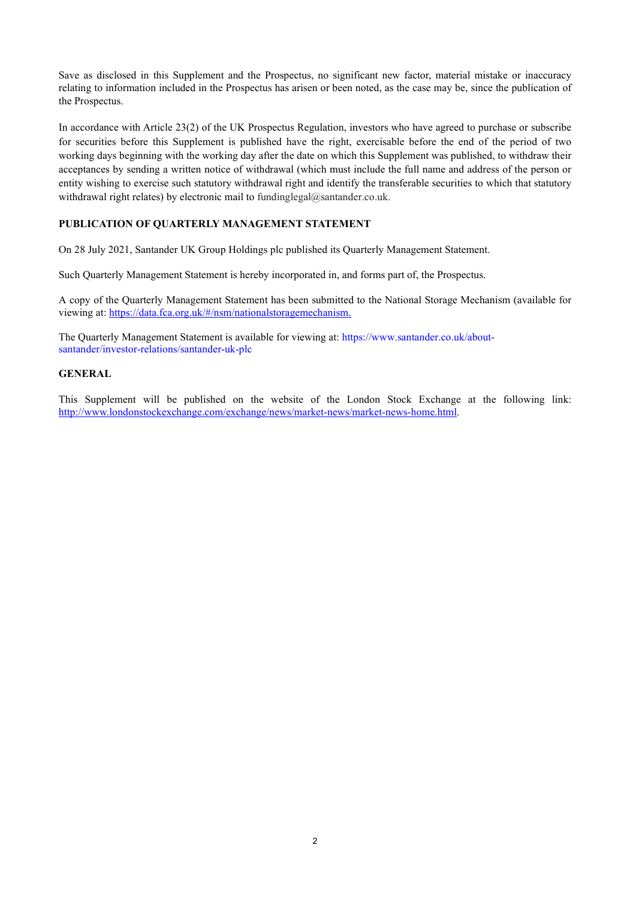Save as disclosed in this Supplement and the Prospectus, no significant new factor, material mistake or inaccuracy relating to information included in the Prospectus has arisen or been noted, as the case may be, since the publication of the Prospectus.

In accordance with Article 23(2) of the UK Prospectus Regulation, investors who have agreed to purchase or subscribe for securities before this Supplement is published have the right, exercisable before the end of the period of two working days beginning with the working day after the date on which this Supplement was published, to withdraw their acceptances by sending a written notice of withdrawal (which must include the full name and address of the person or entity wishing to exercise such statutory withdrawal right and identify the transferable securities to which that statutory withdrawal right relates) by electronic mail to fundinglegal@santander.co.uk.

## PUBLICATION OF QUARTERLY MANAGEMENT STATEMENT

On 28 July 2021, Santander UK Group Holdings plc published its Quarterly Management Statement.

Such Quarterly Management Statement is hereby incorporated in, and forms part of, the Prospectus.

A copy of the Quarterly Management Statement has been submitted to the National Storage Mechanism (available for viewing at: https://data.fca.org.uk/#/nsm/nationalstoragemechanism.

The Quarterly Management Statement is available for viewing at: https://www.santander.co.uk/about-santander/investor-relations/santander-uk-plc

## GENERAL

This Supplement will be published on the website of the London Stock Exchange at the following link: http://www.londonstockexchange.com/exchange/news/market-news/market-news-home.html.